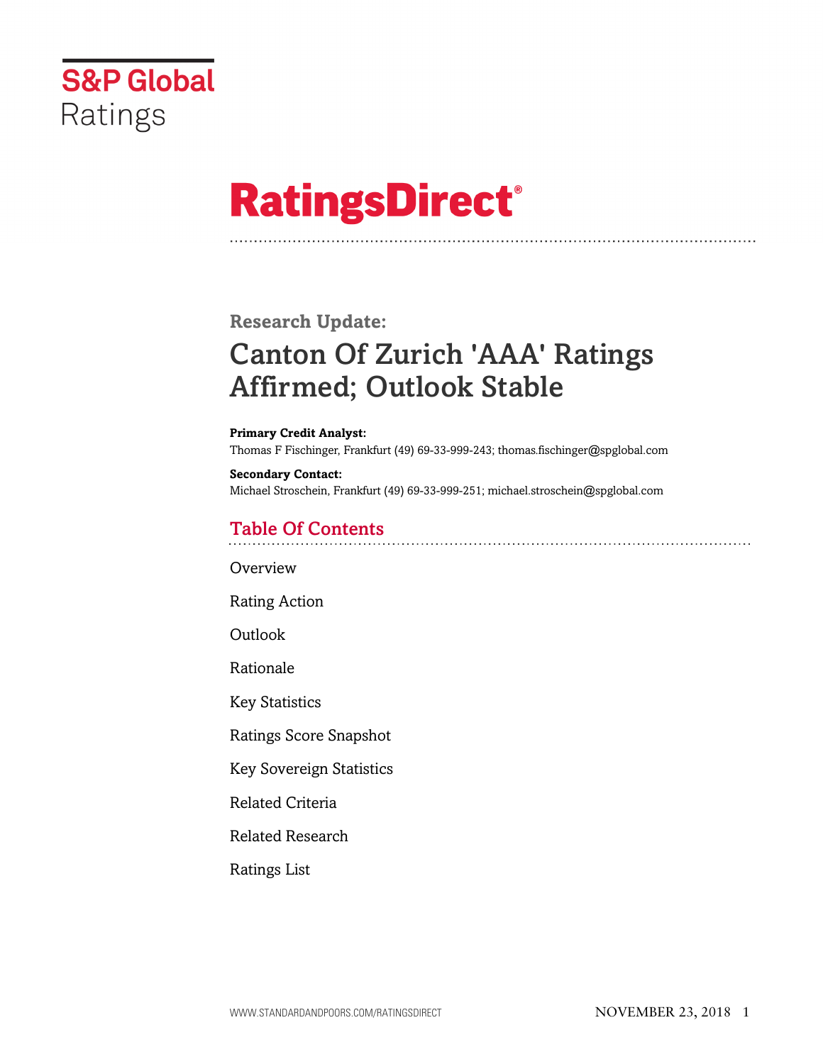S&P Global Ratings

# RatingsDirect®

## Research Update:

# Canton Of Zurich 'AAA' Ratings Affirmed; Outlook Stable

**Primary Credit Analyst:**
Thomas F Fischinger, Frankfurt (49) 69-33-999-243; thomas.fischinger@spglobal.com

**Secondary Contact:**
Michael Stroschein, Frankfurt (49) 69-33-999-251; michael.stroschein@spglobal.com

## Table Of Contents

Overview

Rating Action

Outlook

Rationale

Key Statistics

Ratings Score Snapshot

Key Sovereign Statistics

Related Criteria

Related Research

Ratings List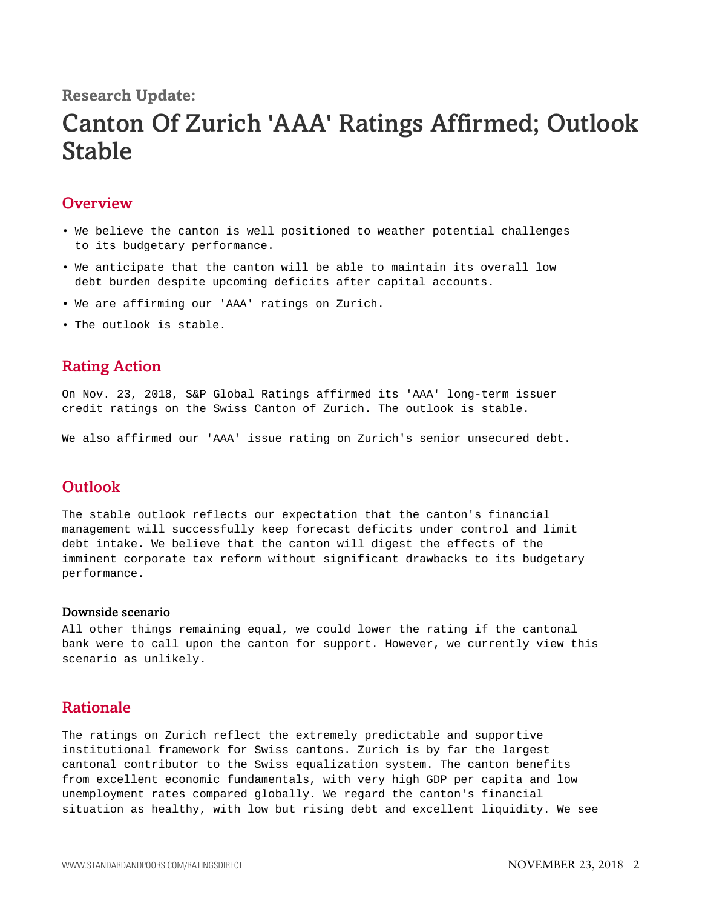Research Update:

# Canton Of Zurich 'AAA' Ratings Affirmed; Outlook Stable

## Overview

- We believe the canton is well positioned to weather potential challenges to its budgetary performance.
- We anticipate that the canton will be able to maintain its overall low debt burden despite upcoming deficits after capital accounts.
- We are affirming our 'AAA' ratings on Zurich.
- The outlook is stable.

## Rating Action

On Nov. 23, 2018, S&P Global Ratings affirmed its 'AAA' long-term issuer credit ratings on the Swiss Canton of Zurich. The outlook is stable.

We also affirmed our 'AAA' issue rating on Zurich's senior unsecured debt.

## Outlook

The stable outlook reflects our expectation that the canton's financial management will successfully keep forecast deficits under control and limit debt intake. We believe that the canton will digest the effects of the imminent corporate tax reform without significant drawbacks to its budgetary performance.

### Downside scenario

All other things remaining equal, we could lower the rating if the cantonal bank were to call upon the canton for support. However, we currently view this scenario as unlikely.

## Rationale

The ratings on Zurich reflect the extremely predictable and supportive institutional framework for Swiss cantons. Zurich is by far the largest cantonal contributor to the Swiss equalization system. The canton benefits from excellent economic fundamentals, with very high GDP per capita and low unemployment rates compared globally. We regard the canton's financial situation as healthy, with low but rising debt and excellent liquidity. We see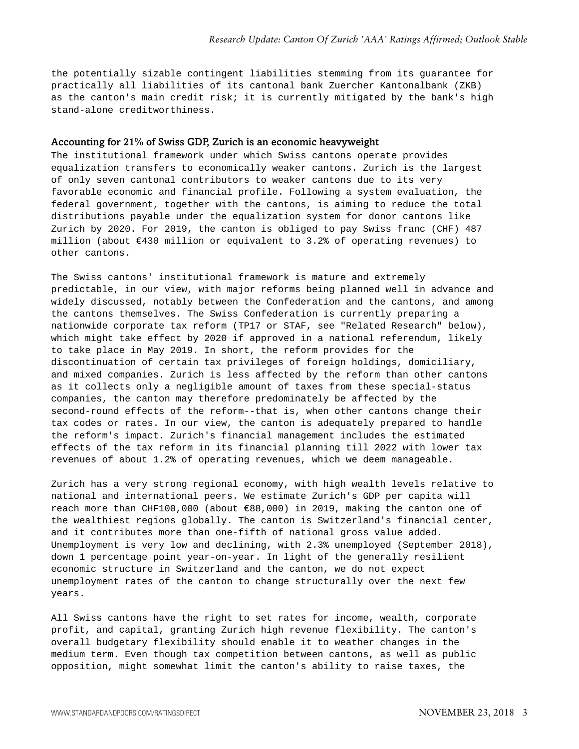the potentially sizable contingent liabilities stemming from its guarantee for practically all liabilities of its cantonal bank Zuercher Kantonalbank (ZKB) as the canton's main credit risk; it is currently mitigated by the bank's high stand-alone creditworthiness.

### Accounting for 21% of Swiss GDP, Zurich is an economic heavyweight

The institutional framework under which Swiss cantons operate provides equalization transfers to economically weaker cantons. Zurich is the largest of only seven cantonal contributors to weaker cantons due to its very favorable economic and financial profile. Following a system evaluation, the federal government, together with the cantons, is aiming to reduce the total distributions payable under the equalization system for donor cantons like Zurich by 2020. For 2019, the canton is obliged to pay Swiss franc (CHF) 487 million (about €430 million or equivalent to 3.2% of operating revenues) to other cantons.

The Swiss cantons' institutional framework is mature and extremely predictable, in our view, with major reforms being planned well in advance and widely discussed, notably between the Confederation and the cantons, and among the cantons themselves. The Swiss Confederation is currently preparing a nationwide corporate tax reform (TP17 or STAF, see "Related Research" below), which might take effect by 2020 if approved in a national referendum, likely to take place in May 2019. In short, the reform provides for the discontinuation of certain tax privileges of foreign holdings, domiciliary, and mixed companies. Zurich is less affected by the reform than other cantons as it collects only a negligible amount of taxes from these special-status companies, the canton may therefore predominately be affected by the second-round effects of the reform--that is, when other cantons change their tax codes or rates. In our view, the canton is adequately prepared to handle the reform's impact. Zurich's financial management includes the estimated effects of the tax reform in its financial planning till 2022 with lower tax revenues of about 1.2% of operating revenues, which we deem manageable.

Zurich has a very strong regional economy, with high wealth levels relative to national and international peers. We estimate Zurich's GDP per capita will reach more than CHF100,000 (about €88,000) in 2019, making the canton one of the wealthiest regions globally. The canton is Switzerland's financial center, and it contributes more than one-fifth of national gross value added. Unemployment is very low and declining, with 2.3% unemployed (September 2018), down 1 percentage point year-on-year. In light of the generally resilient economic structure in Switzerland and the canton, we do not expect unemployment rates of the canton to change structurally over the next few years.

All Swiss cantons have the right to set rates for income, wealth, corporate profit, and capital, granting Zurich high revenue flexibility. The canton's overall budgetary flexibility should enable it to weather changes in the medium term. Even though tax competition between cantons, as well as public opposition, might somewhat limit the canton's ability to raise taxes, the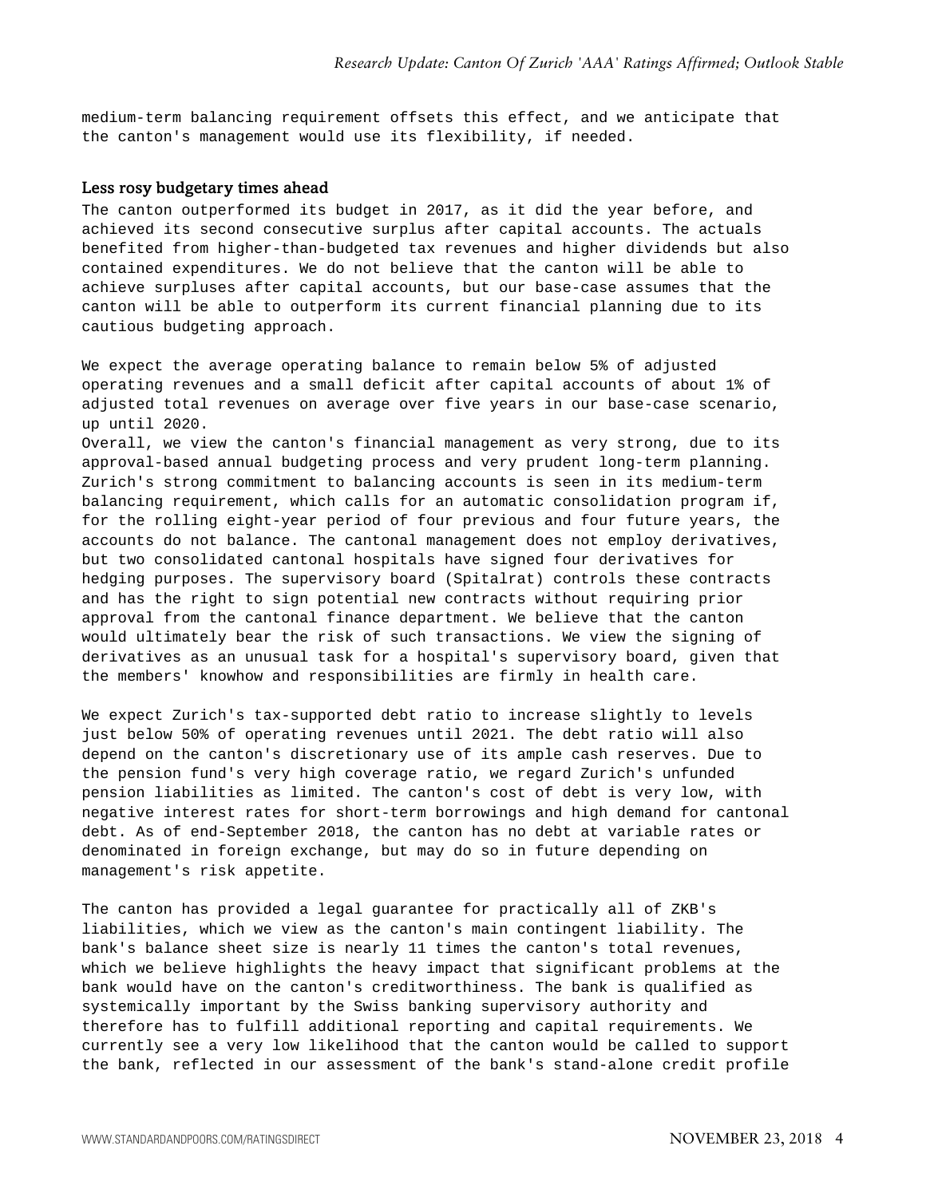medium-term balancing requirement offsets this effect, and we anticipate that the canton's management would use its flexibility, if needed.

### Less rosy budgetary times ahead

The canton outperformed its budget in 2017, as it did the year before, and achieved its second consecutive surplus after capital accounts. The actuals benefited from higher-than-budgeted tax revenues and higher dividends but also contained expenditures. We do not believe that the canton will be able to achieve surpluses after capital accounts, but our base-case assumes that the canton will be able to outperform its current financial planning due to its cautious budgeting approach.

We expect the average operating balance to remain below 5% of adjusted operating revenues and a small deficit after capital accounts of about 1% of adjusted total revenues on average over five years in our base-case scenario, up until 2020.

Overall, we view the canton's financial management as very strong, due to its approval-based annual budgeting process and very prudent long-term planning. Zurich's strong commitment to balancing accounts is seen in its medium-term balancing requirement, which calls for an automatic consolidation program if, for the rolling eight-year period of four previous and four future years, the accounts do not balance. The cantonal management does not employ derivatives, but two consolidated cantonal hospitals have signed four derivatives for hedging purposes. The supervisory board (Spitalrat) controls these contracts and has the right to sign potential new contracts without requiring prior approval from the cantonal finance department. We believe that the canton would ultimately bear the risk of such transactions. We view the signing of derivatives as an unusual task for a hospital's supervisory board, given that the members' knowhow and responsibilities are firmly in health care.

We expect Zurich's tax-supported debt ratio to increase slightly to levels just below 50% of operating revenues until 2021. The debt ratio will also depend on the canton's discretionary use of its ample cash reserves. Due to the pension fund's very high coverage ratio, we regard Zurich's unfunded pension liabilities as limited. The canton's cost of debt is very low, with negative interest rates for short-term borrowings and high demand for cantonal debt. As of end-September 2018, the canton has no debt at variable rates or denominated in foreign exchange, but may do so in future depending on management's risk appetite.

The canton has provided a legal guarantee for practically all of ZKB's liabilities, which we view as the canton's main contingent liability. The bank's balance sheet size is nearly 11 times the canton's total revenues, which we believe highlights the heavy impact that significant problems at the bank would have on the canton's creditworthiness. The bank is qualified as systemically important by the Swiss banking supervisory authority and therefore has to fulfill additional reporting and capital requirements. We currently see a very low likelihood that the canton would be called to support the bank, reflected in our assessment of the bank's stand-alone credit profile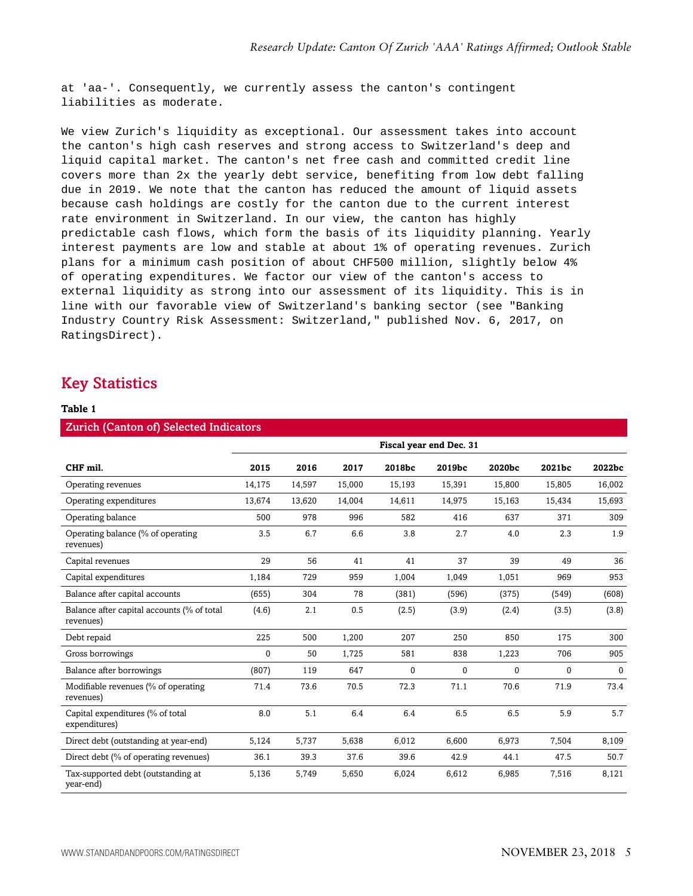at 'aa-'. Consequently, we currently assess the canton's contingent liabilities as moderate.

We view Zurich's liquidity as exceptional. Our assessment takes into account the canton's high cash reserves and strong access to Switzerland's deep and liquid capital market. The canton's net free cash and committed credit line covers more than 2x the yearly debt service, benefiting from low debt falling due in 2019. We note that the canton has reduced the amount of liquid assets because cash holdings are costly for the canton due to the current interest rate environment in Switzerland. In our view, the canton has highly predictable cash flows, which form the basis of its liquidity planning. Yearly interest payments are low and stable at about 1% of operating revenues. Zurich plans for a minimum cash position of about CHF500 million, slightly below 4% of operating expenditures. We factor our view of the canton's access to external liquidity as strong into our assessment of its liquidity. This is in line with our favorable view of Switzerland's banking sector (see "Banking Industry Country Risk Assessment: Switzerland," published Nov. 6, 2017, on RatingsDirect).

## Key Statistics

**Table 1**

**Zurich (Canton of) Selected Indicators**

| | Fiscal year end Dec. 31 | | | | | | | |
|---|---|---|---|---|---|---|---|---|
| **CHF mil.** | **2015** | **2016** | **2017** | **2018bc** | **2019bc** | **2020bc** | **2021bc** | **2022bc** |
| Operating revenues | 14,175 | 14,597 | 15,000 | 15,193 | 15,391 | 15,800 | 15,805 | 16,002 |
| Operating expenditures | 13,674 | 13,620 | 14,004 | 14,611 | 14,975 | 15,163 | 15,434 | 15,693 |
| Operating balance | 500 | 978 | 996 | 582 | 416 | 637 | 371 | 309 |
| Operating balance (% of operating revenues) | 3.5 | 6.7 | 6.6 | 3.8 | 2.7 | 4.0 | 2.3 | 1.9 |
| Capital revenues | 29 | 56 | 41 | 41 | 37 | 39 | 49 | 36 |
| Capital expenditures | 1,184 | 729 | 959 | 1,004 | 1,049 | 1,051 | 969 | 953 |
| Balance after capital accounts | (655) | 304 | 78 | (381) | (596) | (375) | (549) | (608) |
| Balance after capital accounts (% of total revenues) | (4.6) | 2.1 | 0.5 | (2.5) | (3.9) | (2.4) | (3.5) | (3.8) |
| Debt repaid | 225 | 500 | 1,200 | 207 | 250 | 850 | 175 | 300 |
| Gross borrowings | 0 | 50 | 1,725 | 581 | 838 | 1,223 | 706 | 905 |
| Balance after borrowings | (807) | 119 | 647 | 0 | 0 | 0 | 0 | 0 |
| Modifiable revenues (% of operating revenues) | 71.4 | 73.6 | 70.5 | 72.3 | 71.1 | 70.6 | 71.9 | 73.4 |
| Capital expenditures (% of total expenditures) | 8.0 | 5.1 | 6.4 | 6.4 | 6.5 | 6.5 | 5.9 | 5.7 |
| Direct debt (outstanding at year-end) | 5,124 | 5,737 | 5,638 | 6,012 | 6,600 | 6,973 | 7,504 | 8,109 |
| Direct debt (% of operating revenues) | 36.1 | 39.3 | 37.6 | 39.6 | 42.9 | 44.1 | 47.5 | 50.7 |
| Tax-supported debt (outstanding at year-end) | 5,136 | 5,749 | 5,650 | 6,024 | 6,612 | 6,985 | 7,516 | 8,121 |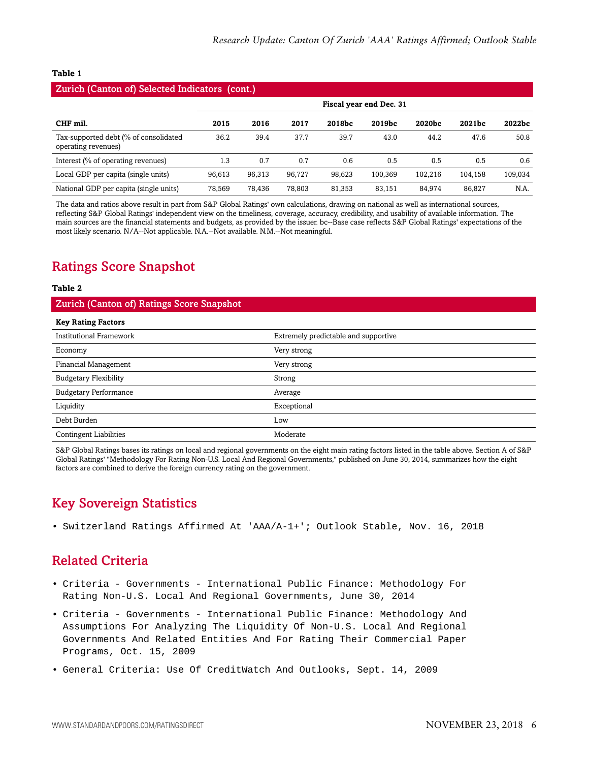**Table 1**

| Zurich (Canton of) Selected Indicators (cont.) | | | | | | | | |
|---|---|---|---|---|---|---|---|---|
| | Fiscal year end Dec. 31 | | | | | | | |
| **CHF mil.** | **2015** | **2016** | **2017** | **2018bc** | **2019bc** | **2020bc** | **2021bc** | **2022bc** |
| Tax-supported debt (% of consolidated operating revenues) | 36.2 | 39.4 | 37.7 | 39.7 | 43.0 | 44.2 | 47.6 | 50.8 |
| Interest (% of operating revenues) | 1.3 | 0.7 | 0.7 | 0.6 | 0.5 | 0.5 | 0.5 | 0.6 |
| Local GDP per capita (single units) | 96,613 | 96,313 | 96,727 | 98,623 | 100,369 | 102,216 | 104,158 | 109,034 |
| National GDP per capita (single units) | 78,569 | 78,436 | 78,803 | 81,353 | 83,151 | 84,974 | 86,827 | N.A. |

The data and ratios above result in part from S&P Global Ratings' own calculations, drawing on national as well as international sources, reflecting S&P Global Ratings' independent view on the timeliness, coverage, accuracy, credibility, and usability of available information. The main sources are the financial statements and budgets, as provided by the issuer. bc--Base case reflects S&P Global Ratings' expectations of the most likely scenario. N/A--Not applicable. N.A.--Not available. N.M.--Not meaningful.

## Ratings Score Snapshot

**Table 2**

| Zurich (Canton of) Ratings Score Snapshot | |
|---|---|
| **Key Rating Factors** | |
| Institutional Framework | Extremely predictable and supportive |
| Economy | Very strong |
| Financial Management | Very strong |
| Budgetary Flexibility | Strong |
| Budgetary Performance | Average |
| Liquidity | Exceptional |
| Debt Burden | Low |
| Contingent Liabilities | Moderate |

S&P Global Ratings bases its ratings on local and regional governments on the eight main rating factors listed in the table above. Section A of S&P Global Ratings' "Methodology For Rating Non-U.S. Local And Regional Governments," published on June 30, 2014, summarizes how the eight factors are combined to derive the foreign currency rating on the government.

## Key Sovereign Statistics

- Switzerland Ratings Affirmed At 'AAA/A-1+'; Outlook Stable, Nov. 16, 2018

## Related Criteria

- Criteria - Governments - International Public Finance: Methodology For Rating Non-U.S. Local And Regional Governments, June 30, 2014
- Criteria - Governments - International Public Finance: Methodology And Assumptions For Analyzing The Liquidity Of Non-U.S. Local And Regional Governments And Related Entities And For Rating Their Commercial Paper Programs, Oct. 15, 2009
- General Criteria: Use Of CreditWatch And Outlooks, Sept. 14, 2009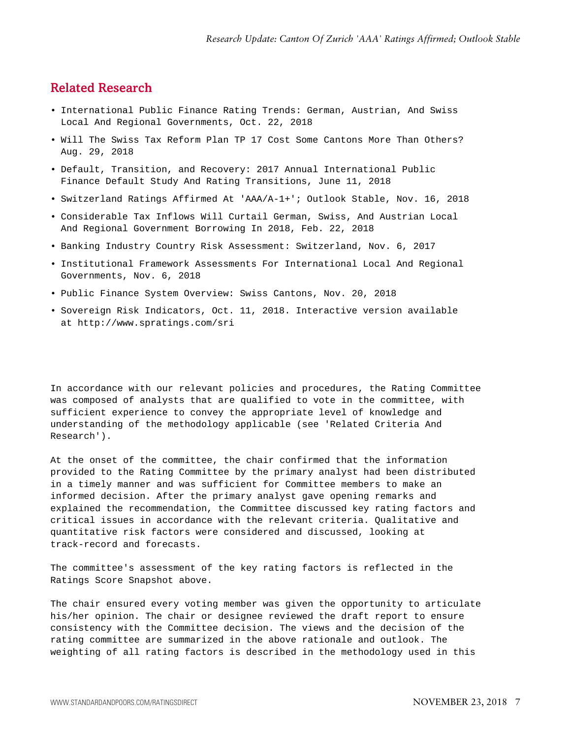## Related Research

- International Public Finance Rating Trends: German, Austrian, And Swiss Local And Regional Governments, Oct. 22, 2018
- Will The Swiss Tax Reform Plan TP 17 Cost Some Cantons More Than Others? Aug. 29, 2018
- Default, Transition, and Recovery: 2017 Annual International Public Finance Default Study And Rating Transitions, June 11, 2018
- Switzerland Ratings Affirmed At 'AAA/A-1+'; Outlook Stable, Nov. 16, 2018
- Considerable Tax Inflows Will Curtail German, Swiss, And Austrian Local And Regional Government Borrowing In 2018, Feb. 22, 2018
- Banking Industry Country Risk Assessment: Switzerland, Nov. 6, 2017
- Institutional Framework Assessments For International Local And Regional Governments, Nov. 6, 2018
- Public Finance System Overview: Swiss Cantons, Nov. 20, 2018
- Sovereign Risk Indicators, Oct. 11, 2018. Interactive version available at http://www.spratings.com/sri

In accordance with our relevant policies and procedures, the Rating Committee was composed of analysts that are qualified to vote in the committee, with sufficient experience to convey the appropriate level of knowledge and understanding of the methodology applicable (see 'Related Criteria And Research').

At the onset of the committee, the chair confirmed that the information provided to the Rating Committee by the primary analyst had been distributed in a timely manner and was sufficient for Committee members to make an informed decision. After the primary analyst gave opening remarks and explained the recommendation, the Committee discussed key rating factors and critical issues in accordance with the relevant criteria. Qualitative and quantitative risk factors were considered and discussed, looking at track-record and forecasts.

The committee's assessment of the key rating factors is reflected in the Ratings Score Snapshot above.

The chair ensured every voting member was given the opportunity to articulate his/her opinion. The chair or designee reviewed the draft report to ensure consistency with the Committee decision. The views and the decision of the rating committee are summarized in the above rationale and outlook. The weighting of all rating factors is described in the methodology used in this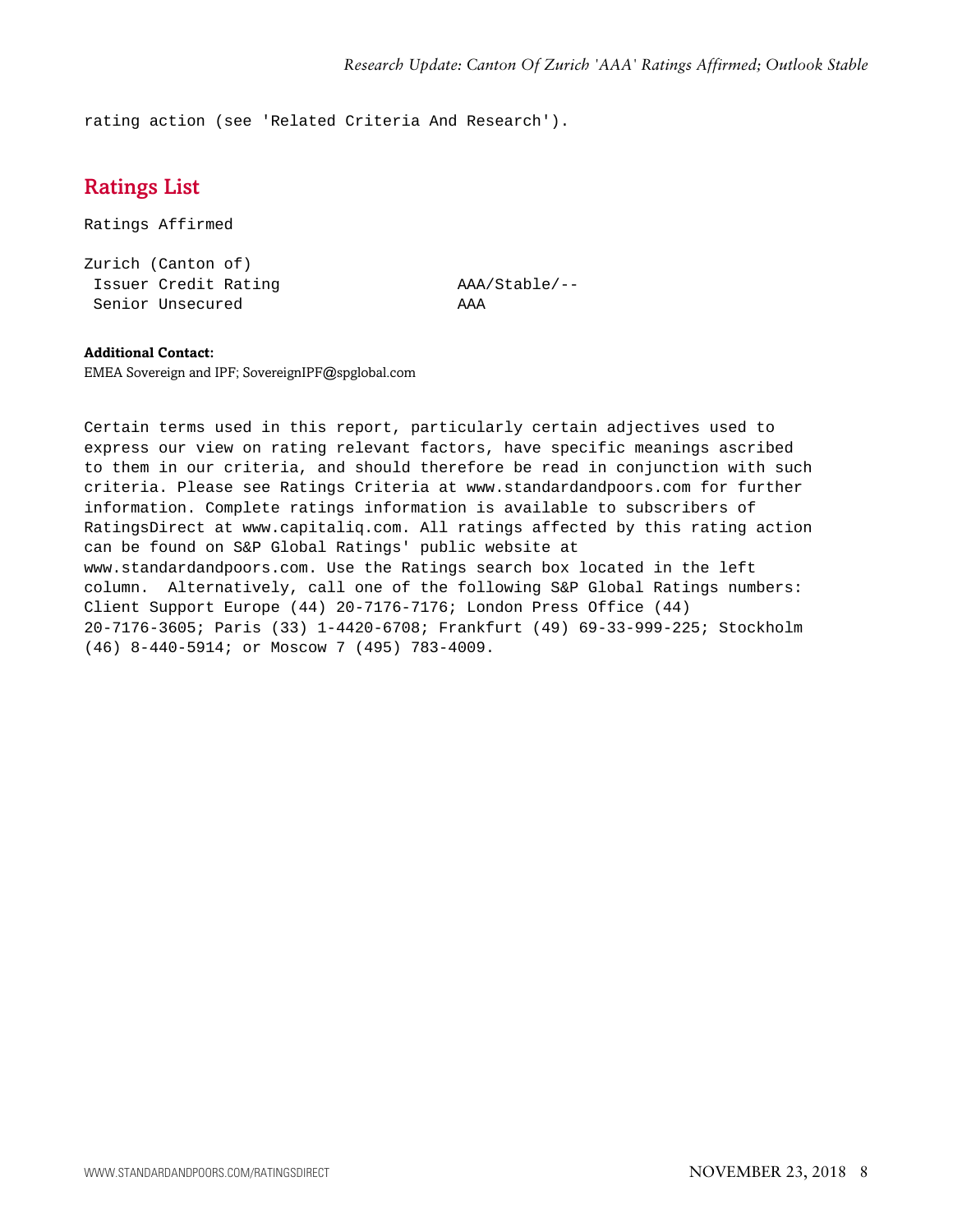rating action (see 'Related Criteria And Research').

## Ratings List

Ratings Affirmed

| Zurich (Canton of) | |
|---|---|
| Issuer Credit Rating | AAA/Stable/-- |
| Senior Unsecured | AAA |

**Additional Contact:**
EMEA Sovereign and IPF; SovereignIPF@spglobal.com

Certain terms used in this report, particularly certain adjectives used to express our view on rating relevant factors, have specific meanings ascribed to them in our criteria, and should therefore be read in conjunction with such criteria. Please see Ratings Criteria at www.standardandpoors.com for further information. Complete ratings information is available to subscribers of RatingsDirect at www.capitaliq.com. All ratings affected by this rating action can be found on S&P Global Ratings' public website at www.standardandpoors.com. Use the Ratings search box located in the left column. Alternatively, call one of the following S&P Global Ratings numbers: Client Support Europe (44) 20-7176-7176; London Press Office (44) 20-7176-3605; Paris (33) 1-4420-6708; Frankfurt (49) 69-33-999-225; Stockholm (46) 8-440-5914; or Moscow 7 (495) 783-4009.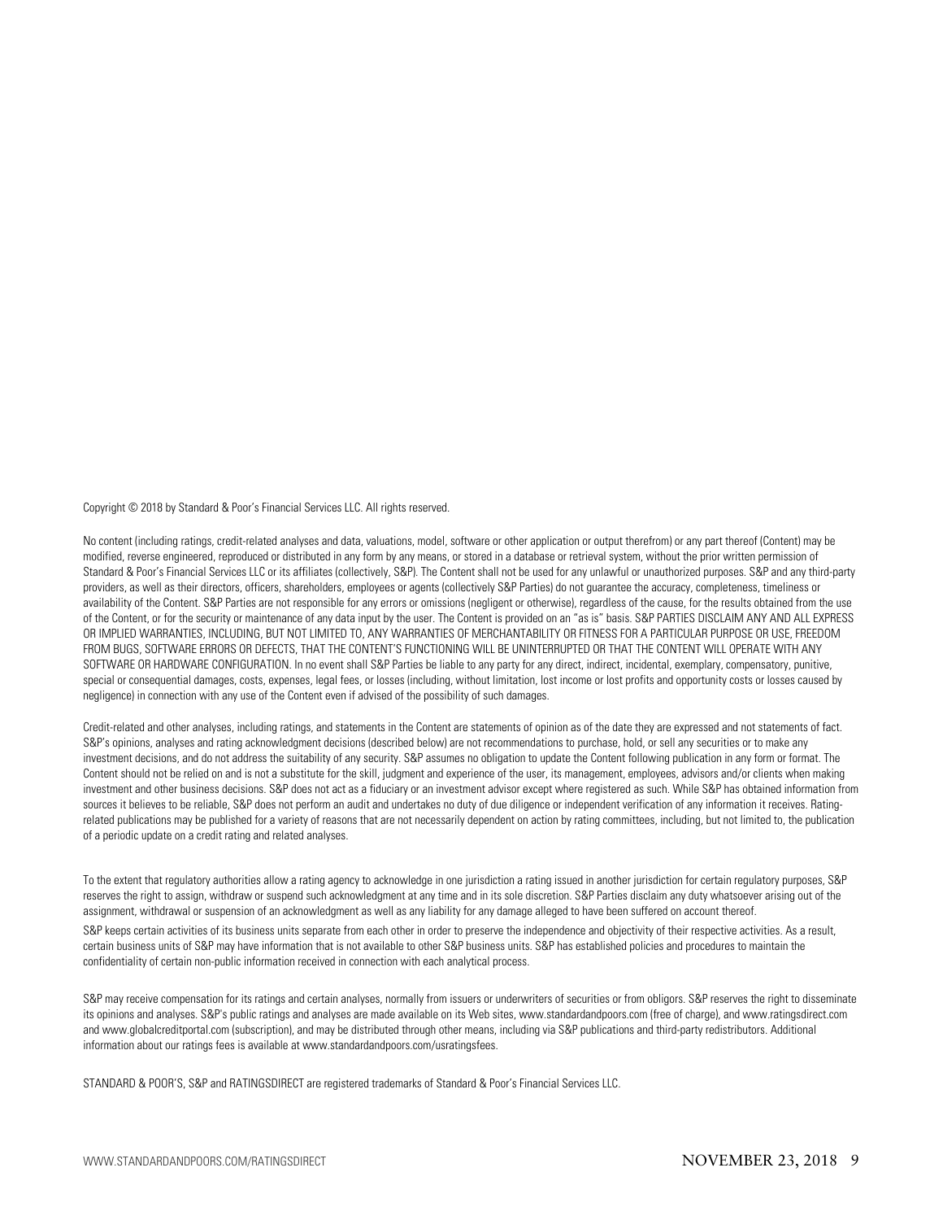Copyright © 2018 by Standard & Poor's Financial Services LLC. All rights reserved.

No content (including ratings, credit-related analyses and data, valuations, model, software or other application or output therefrom) or any part thereof (Content) may be modified, reverse engineered, reproduced or distributed in any form by any means, or stored in a database or retrieval system, without the prior written permission of Standard & Poor's Financial Services LLC or its affiliates (collectively, S&P). The Content shall not be used for any unlawful or unauthorized purposes. S&P and any third-party providers, as well as their directors, officers, shareholders, employees or agents (collectively S&P Parties) do not guarantee the accuracy, completeness, timeliness or availability of the Content. S&P Parties are not responsible for any errors or omissions (negligent or otherwise), regardless of the cause, for the results obtained from the use of the Content, or for the security or maintenance of any data input by the user. The Content is provided on an "as is" basis. S&P PARTIES DISCLAIM ANY AND ALL EXPRESS OR IMPLIED WARRANTIES, INCLUDING, BUT NOT LIMITED TO, ANY WARRANTIES OF MERCHANTABILITY OR FITNESS FOR A PARTICULAR PURPOSE OR USE, FREEDOM FROM BUGS, SOFTWARE ERRORS OR DEFECTS, THAT THE CONTENT'S FUNCTIONING WILL BE UNINTERRUPTED OR THAT THE CONTENT WILL OPERATE WITH ANY SOFTWARE OR HARDWARE CONFIGURATION. In no event shall S&P Parties be liable to any party for any direct, indirect, incidental, exemplary, compensatory, punitive, special or consequential damages, costs, expenses, legal fees, or losses (including, without limitation, lost income or lost profits and opportunity costs or losses caused by negligence) in connection with any use of the Content even if advised of the possibility of such damages.

Credit-related and other analyses, including ratings, and statements in the Content are statements of opinion as of the date they are expressed and not statements of fact. S&P's opinions, analyses and rating acknowledgment decisions (described below) are not recommendations to purchase, hold, or sell any securities or to make any investment decisions, and do not address the suitability of any security. S&P assumes no obligation to update the Content following publication in any form or format. The Content should not be relied on and is not a substitute for the skill, judgment and experience of the user, its management, employees, advisors and/or clients when making investment and other business decisions. S&P does not act as a fiduciary or an investment advisor except where registered as such. While S&P has obtained information from sources it believes to be reliable, S&P does not perform an audit and undertakes no duty of due diligence or independent verification of any information it receives. Rating-related publications may be published for a variety of reasons that are not necessarily dependent on action by rating committees, including, but not limited to, the publication of a periodic update on a credit rating and related analyses.

To the extent that regulatory authorities allow a rating agency to acknowledge in one jurisdiction a rating issued in another jurisdiction for certain regulatory purposes, S&P reserves the right to assign, withdraw or suspend such acknowledgment at any time and in its sole discretion. S&P Parties disclaim any duty whatsoever arising out of the assignment, withdrawal or suspension of an acknowledgment as well as any liability for any damage alleged to have been suffered on account thereof.

S&P keeps certain activities of its business units separate from each other in order to preserve the independence and objectivity of their respective activities. As a result, certain business units of S&P may have information that is not available to other S&P business units. S&P has established policies and procedures to maintain the confidentiality of certain non-public information received in connection with each analytical process.

S&P may receive compensation for its ratings and certain analyses, normally from issuers or underwriters of securities or from obligors. S&P reserves the right to disseminate its opinions and analyses. S&P's public ratings and analyses are made available on its Web sites, www.standardandpoors.com (free of charge), and www.ratingsdirect.com and www.globalcreditportal.com (subscription), and may be distributed through other means, including via S&P publications and third-party redistributors. Additional information about our ratings fees is available at www.standardandpoors.com/usratingsfees.

STANDARD & POOR'S, S&P and RATINGSDIRECT are registered trademarks of Standard & Poor's Financial Services LLC.